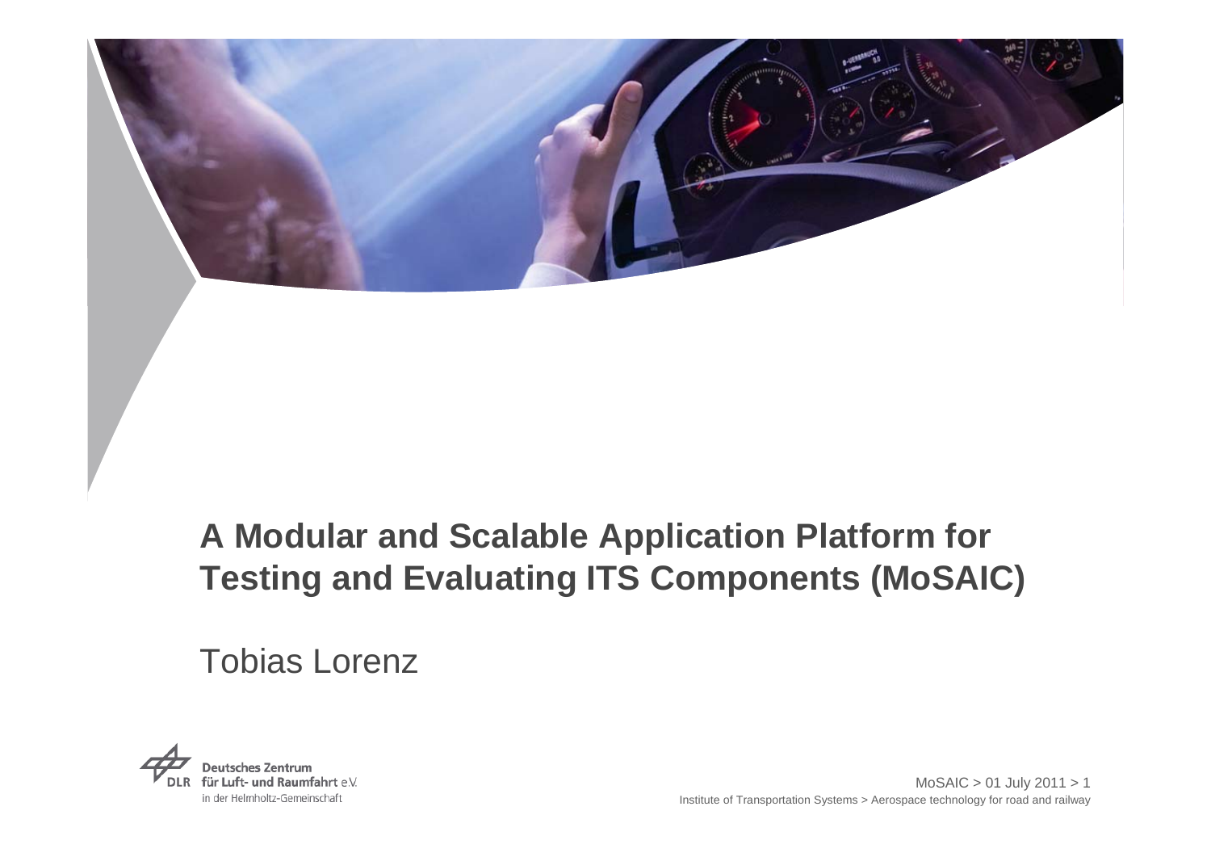# A Modular and Scalable Application Platform for Testing and Evaluating ITS Components (MoSAIC)

Tobias Lorenz

Deutsches Zentrum für Luft- und Raumfahrt e.V. in der Helmholtz-Gemeinschaft

Institute of Transportation Systems > Aerospace technology for road and railway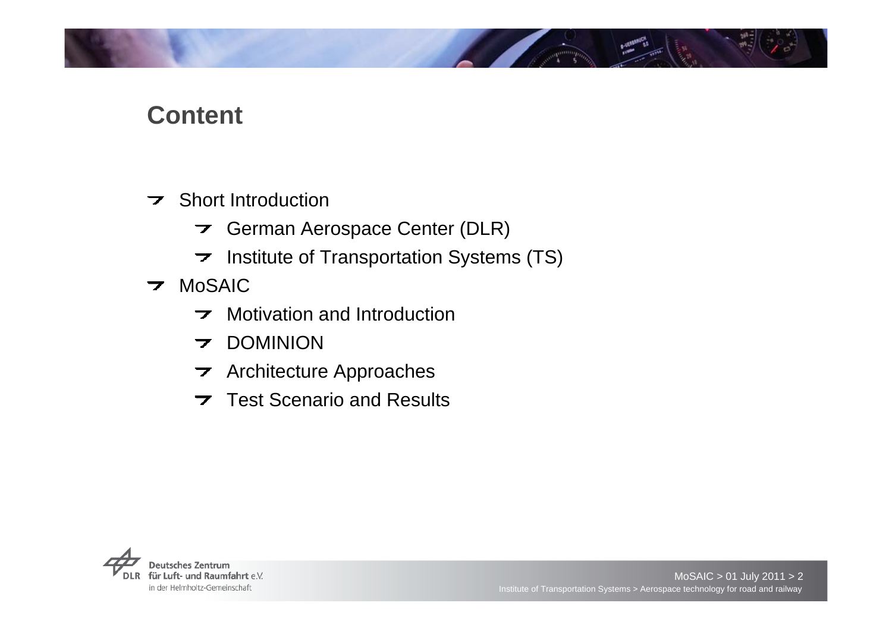# Content

- Short Introduction
  - German Aerospace Center (DLR)
  - Institute of Transportation Systems (TS)
- MoSAIC
  - Motivation and Introduction
  - DOMINION
  - Architecture Approaches
  - Test Scenario and Results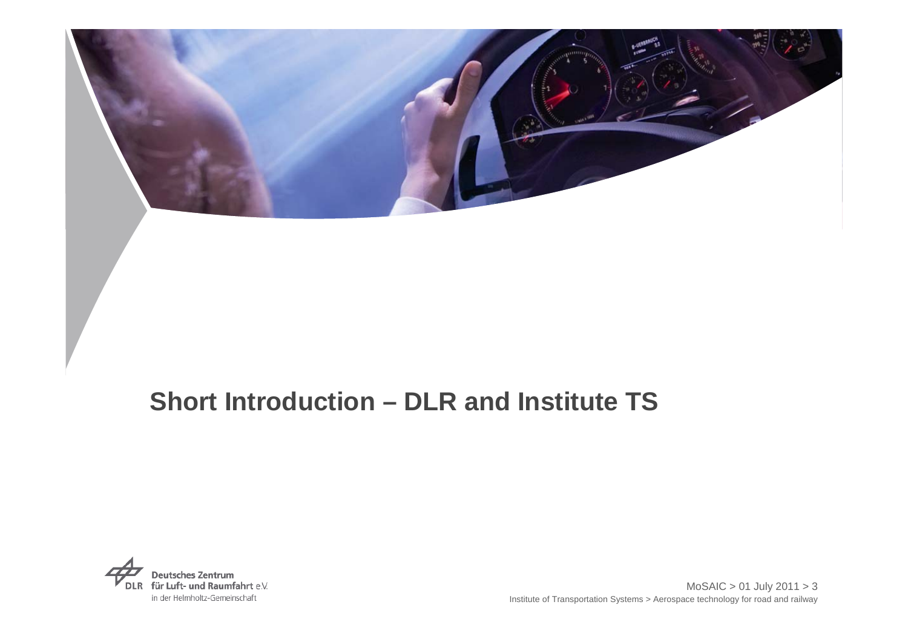# Short Introduction – DLR and Institute TS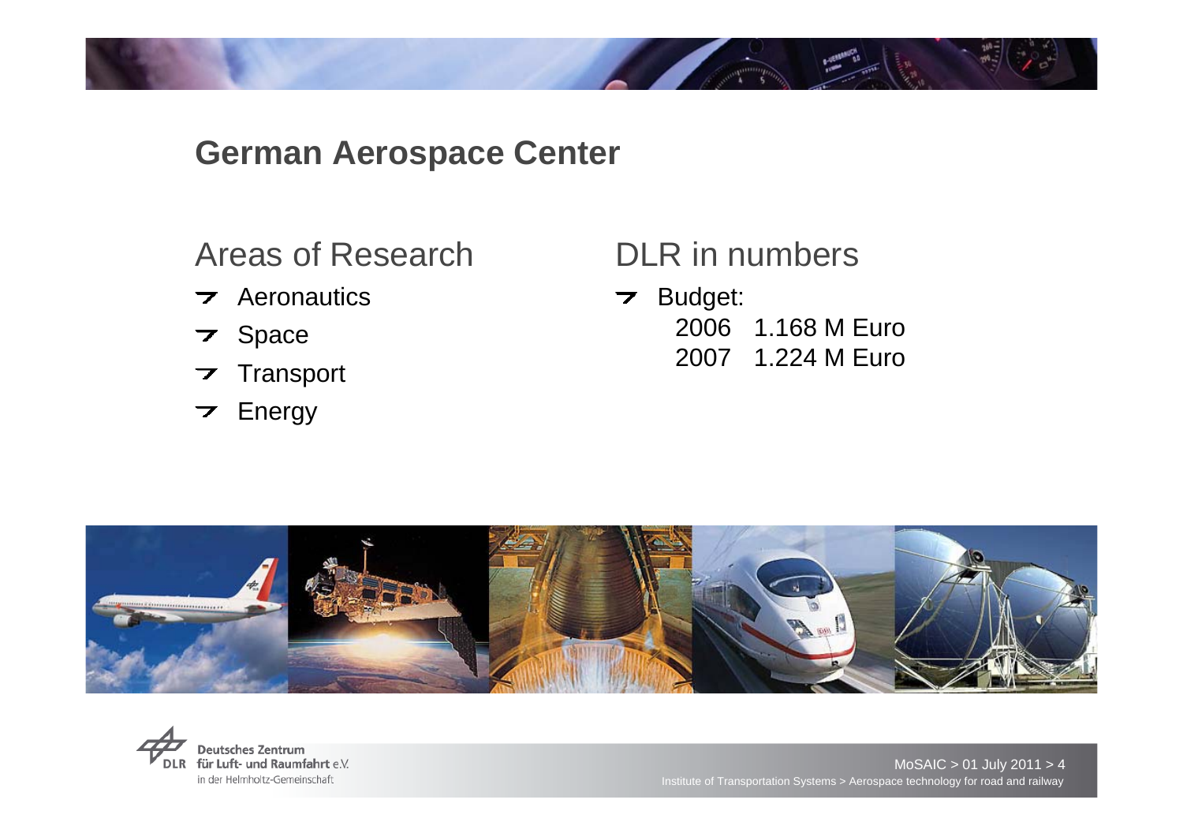# German Aerospace Center

## Areas of Research

- Aeronautics
- Space
- Transport
- Energy

## DLR in numbers

- Budget:
  - 2006 1.168 M Euro
  - 2007 1.224 M Euro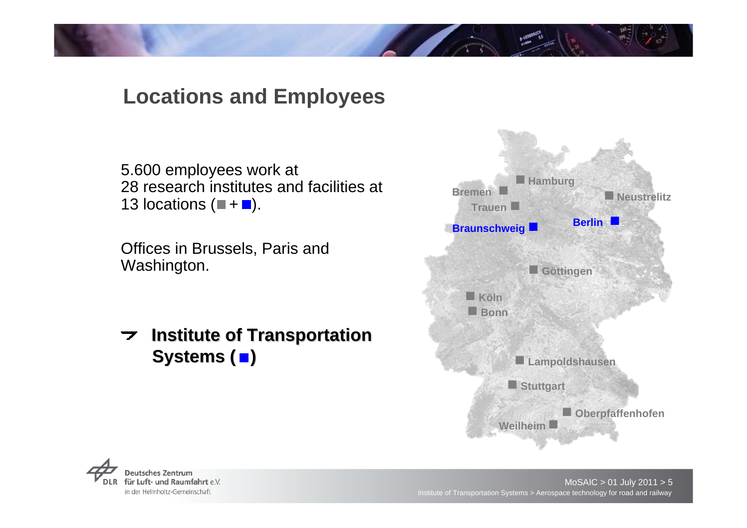## Locations and Employees

5.600 employees work at 28 research institutes and facilities at 13 locations (■ + ■).

Offices in Brussels, Paris and Washington.

- **Institute of Transportation Systems (■)**

Hamburg
Bremen
Neustrelitz
Trauen
Braunschweig
Berlin
Göttingen
Köln
Bonn
Lampoldshausen
Stuttgart
Oberpfaffenhofen
Weilheim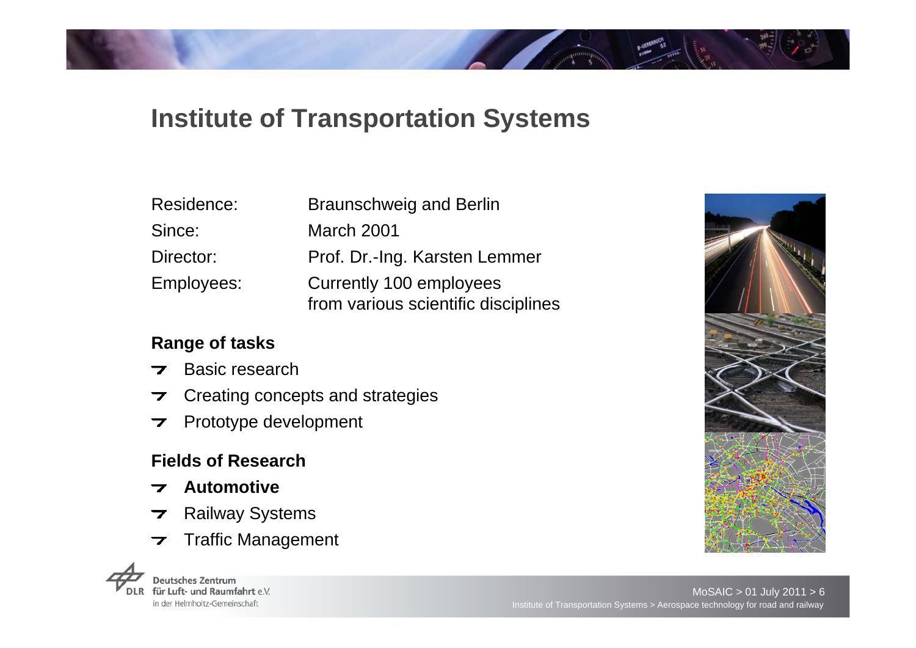# Institute of Transportation Systems

| | |
|---|---|
| Residence: | Braunschweig and Berlin |
| Since: | March 2001 |
| Director: | Prof. Dr.-Ing. Karsten Lemmer |
| Employees: | Currently 100 employees from various scientific disciplines |

**Range of tasks**

- Basic research
- Creating concepts and strategies
- Prototype development

**Fields of Research**

- **Automotive**
- Railway Systems
- Traffic Management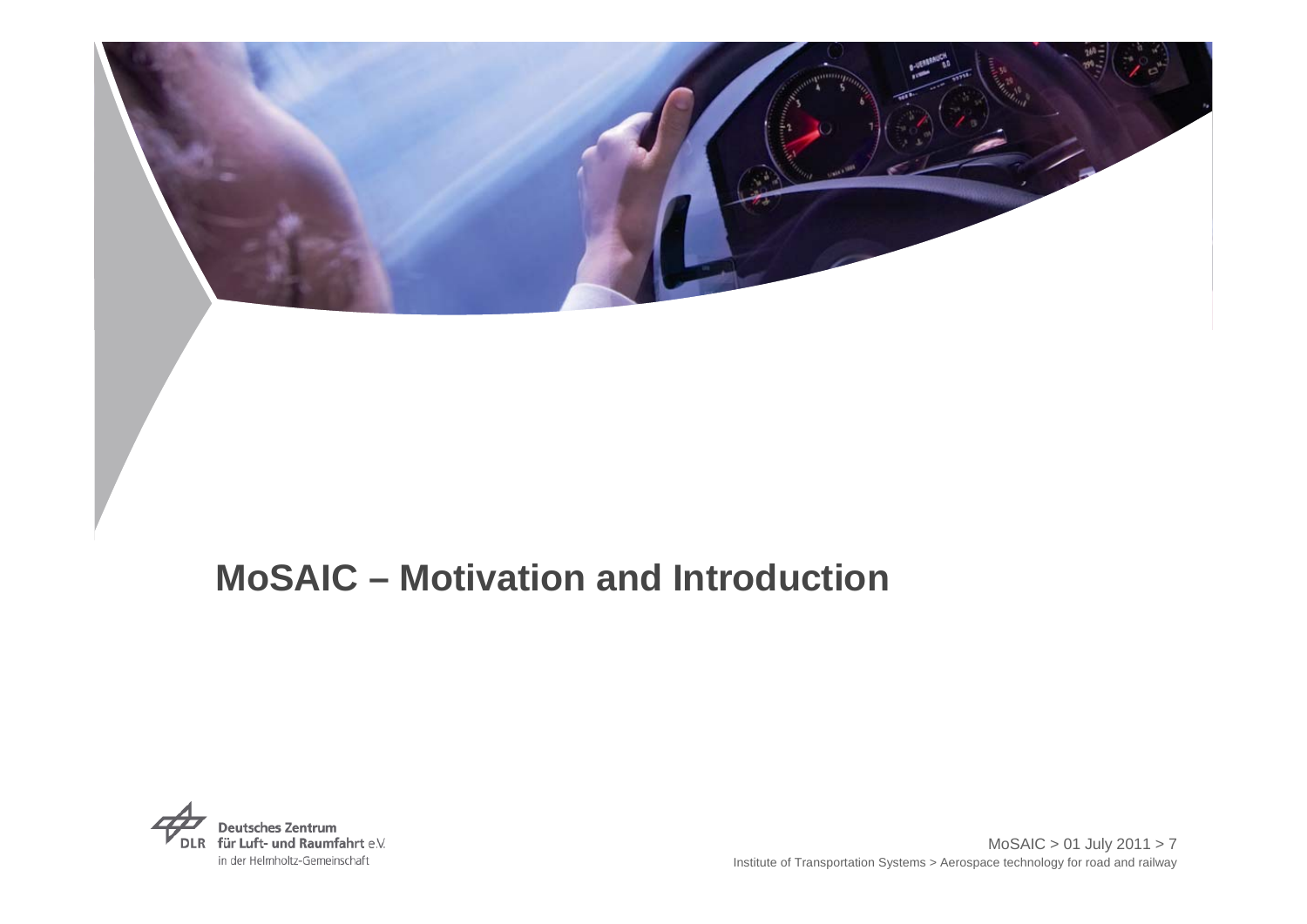# MoSAIC – Motivation and Introduction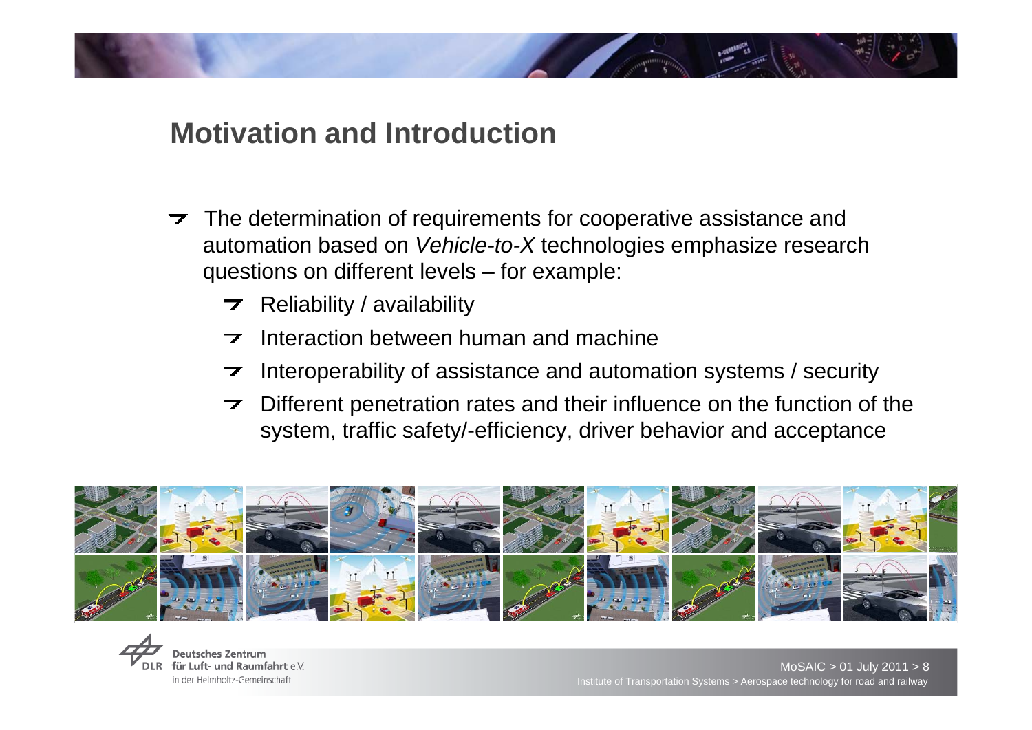## Motivation and Introduction

- The determination of requirements for cooperative assistance and automation based on *Vehicle-to-X* technologies emphasize research questions on different levels – for example:
  - Reliability / availability
  - Interaction between human and machine
  - Interoperability of assistance and automation systems / security
  - Different penetration rates and their influence on the function of the system, traffic safety/-efficiency, driver behavior and acceptance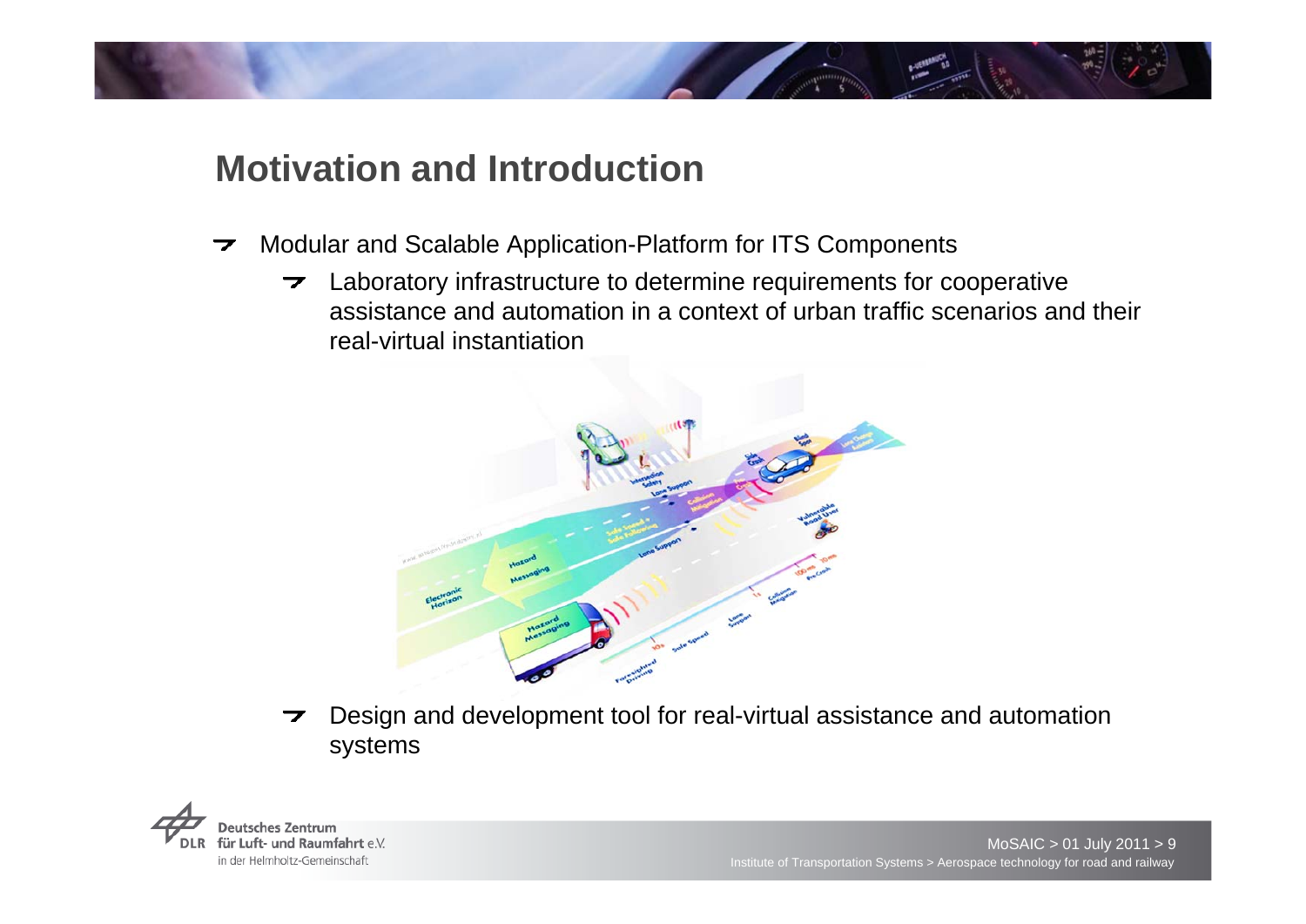# Motivation and Introduction

- Modular and Scalable Application-Platform for ITS Components
  - Laboratory infrastructure to determine requirements for cooperative assistance and automation in a context of urban traffic scenarios and their real-virtual instantiation
  - Design and development tool for real-virtual assistance and automation systems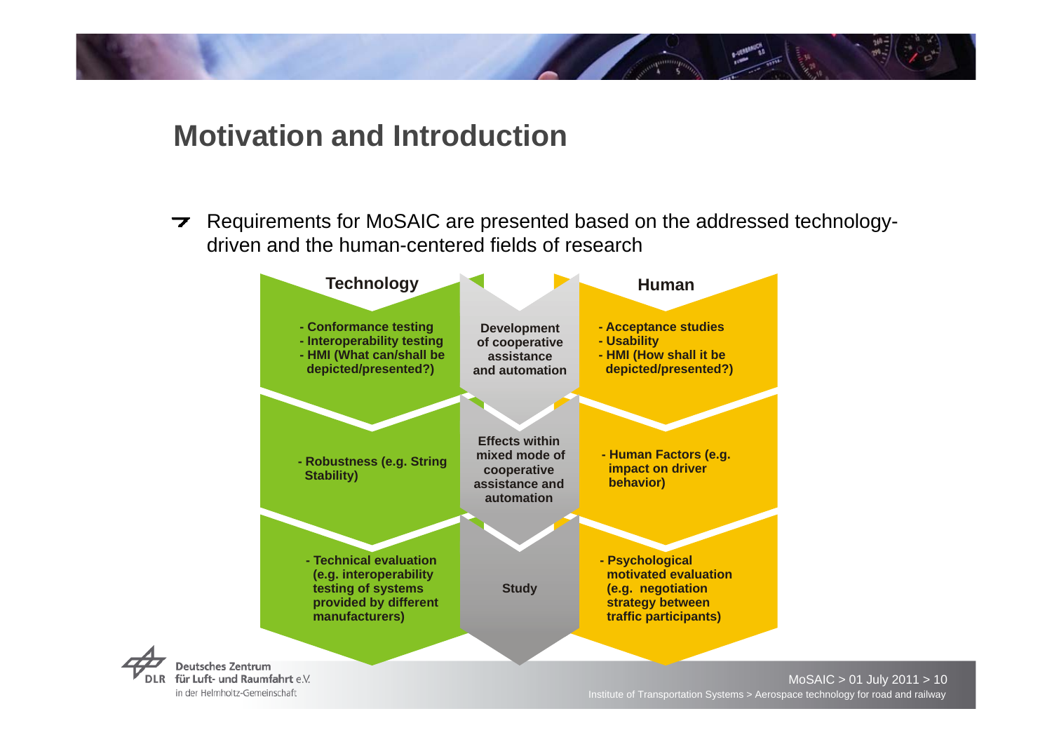## Motivation and Introduction

- Requirements for MoSAIC are presented based on the addressed technology-driven and the human-centered fields of research

| Technology | | Human |
|---|---|---|
| - Conformance testing<br>- Interoperability testing<br>- HMI (What can/shall be depicted/presented?) | **Development of cooperative assistance and automation** | - Acceptance studies<br>- Usability<br>- HMI (How shall it be depicted/presented?) |
| - Robustness (e.g. String Stability) | **Effects within mixed mode of cooperative assistance and automation** | - Human Factors (e.g. impact on driver behavior) |
| - Technical evaluation (e.g. interoperability testing of systems provided by different manufacturers) | **Study** | - Psychological motivated evaluation (e.g. negotiation strategy between traffic participants) |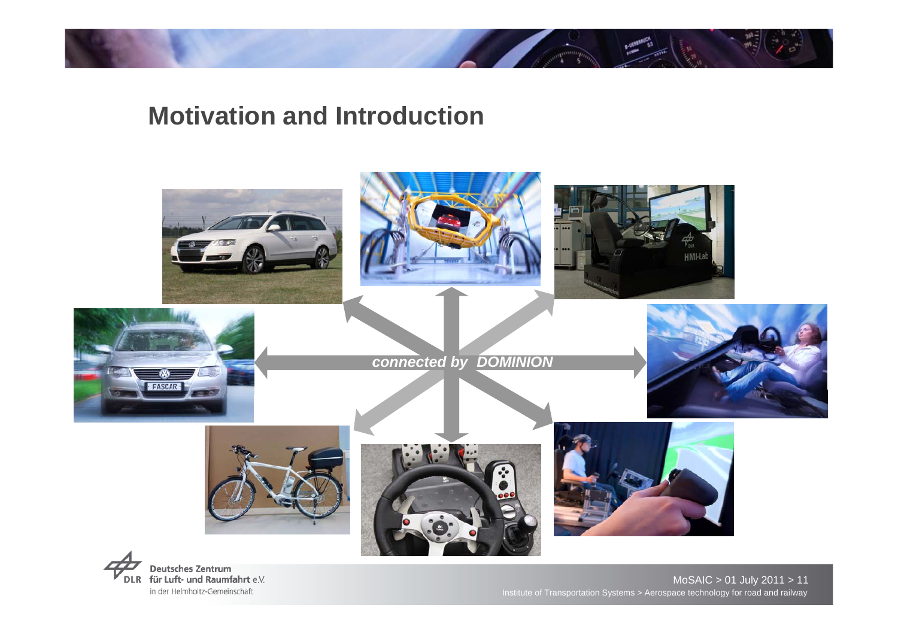## Motivation and Introduction

*connected by DOMINION*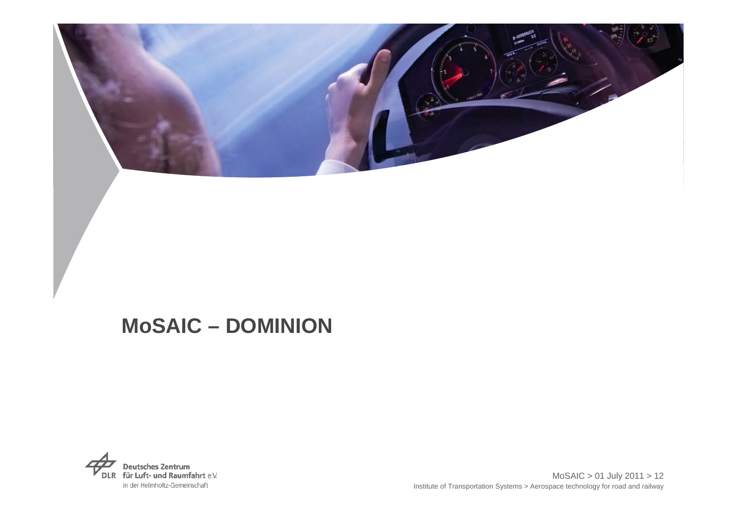# MoSAIC – DOMINION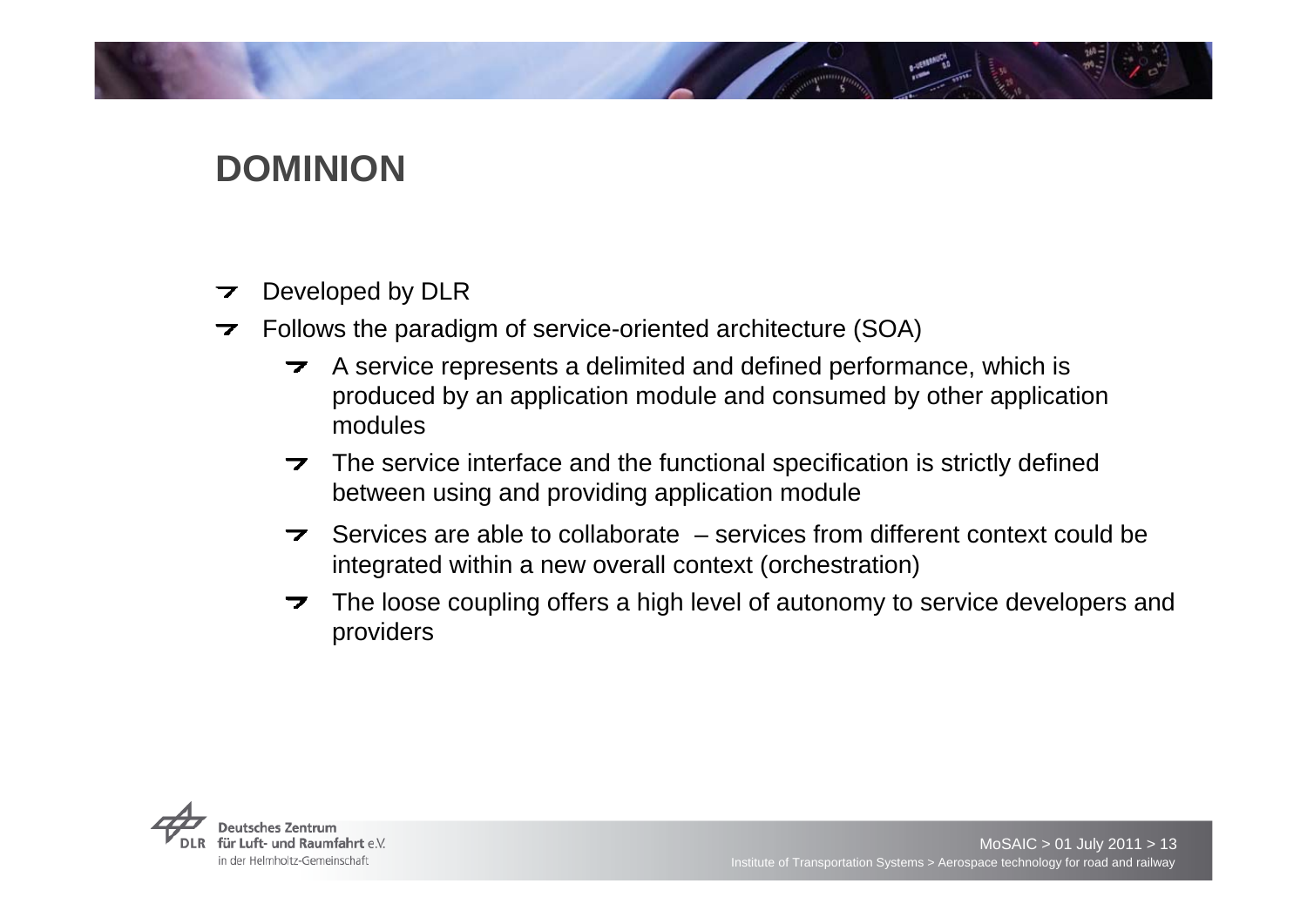# DOMINION

- Developed by DLR
- Follows the paradigm of service-oriented architecture (SOA)
  - A service represents a delimited and defined performance, which is produced by an application module and consumed by other application modules
  - The service interface and the functional specification is strictly defined between using and providing application module
  - Services are able to collaborate – services from different context could be integrated within a new overall context (orchestration)
  - The loose coupling offers a high level of autonomy to service developers and providers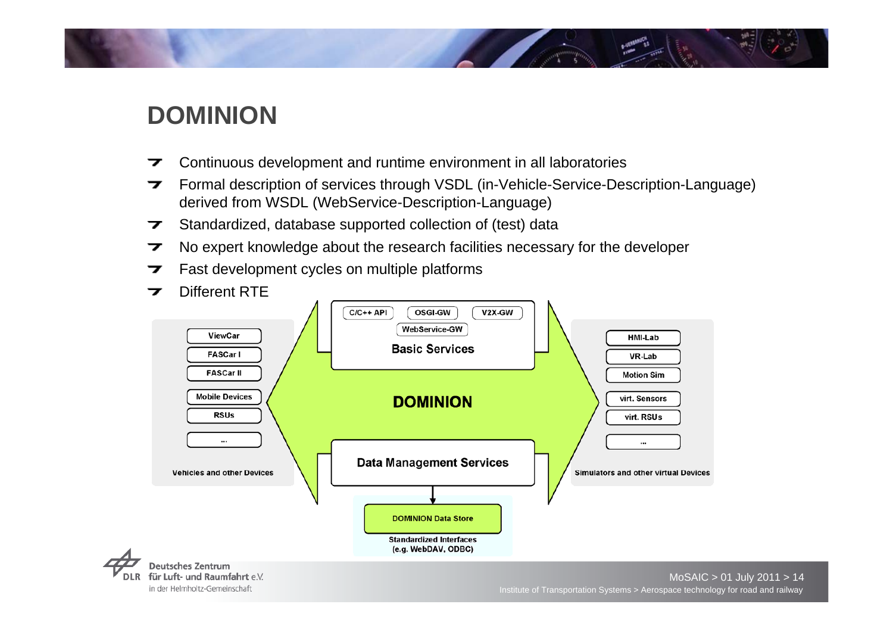# DOMINION

- Continuous development and runtime environment in all laboratories
- Formal description of services through VSDL (in-Vehicle-Service-Description-Language) derived from WSDL (WebService-Description-Language)
- Standardized, database supported collection of (test) data
- No expert knowledge about the research facilities necessary for the developer
- Fast development cycles on multiple platforms
- Different RTE

Vehicles and other Devices: ViewCar, FASCar I, FASCar II, Mobile Devices, RSUs, ...

Basic Services: C/C++ API, OSGI-GW, V2X-GW, WebService-GW

DOMINION

Data Management Services

DOMINION Data Store

Standardized Interfaces (e.g. WebDAV, ODBC)

Simulators and other virtual Devices: HMI-Lab, VR-Lab, Motion Sim, virt. Sensors, virt. RSUs, ...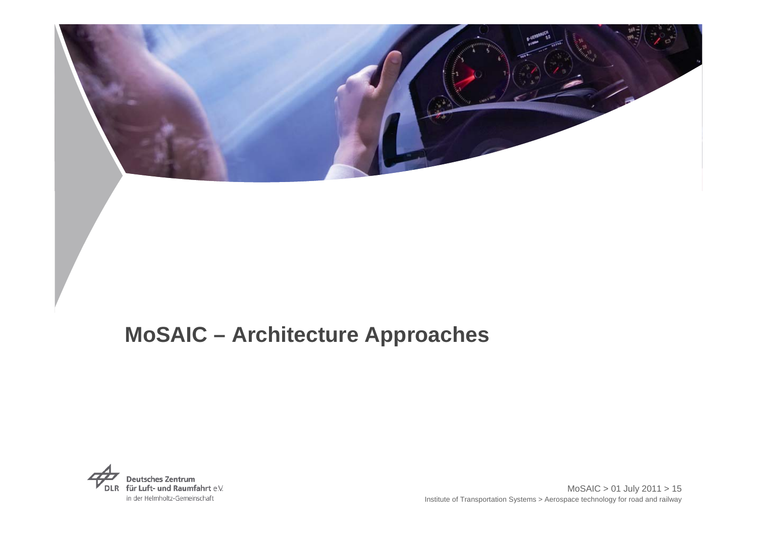# MoSAIC – Architecture Approaches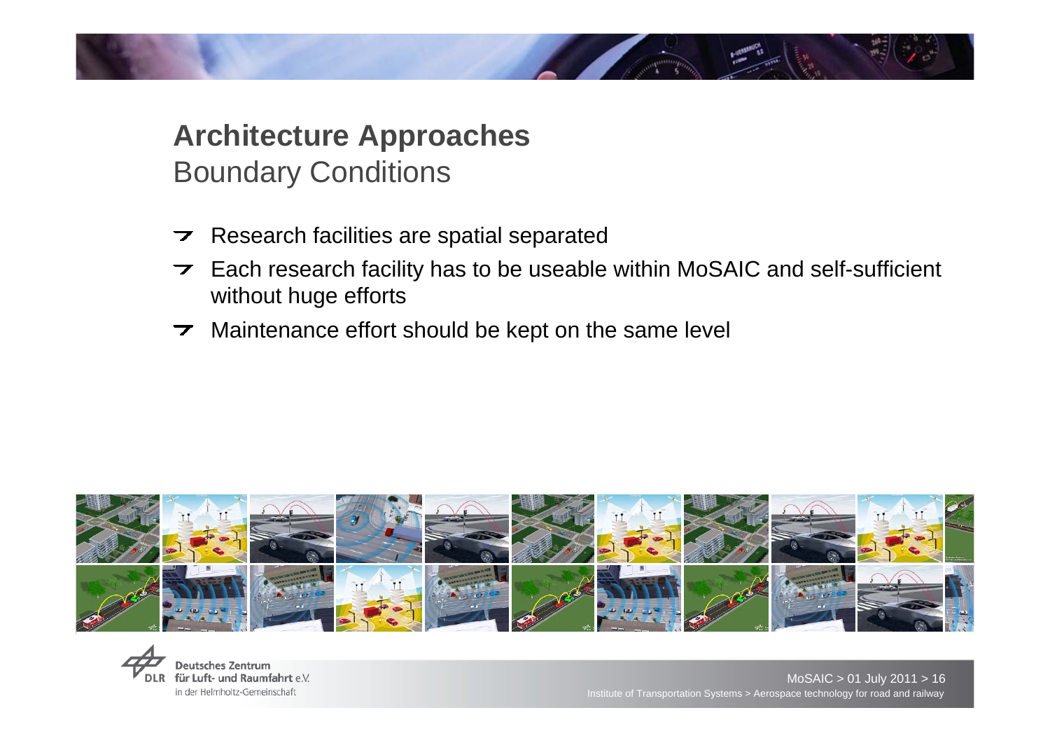# Architecture Approaches

## Boundary Conditions

- Research facilities are spatial separated
- Each research facility has to be useable within MoSAIC and self-sufficient without huge efforts
- Maintenance effort should be kept on the same level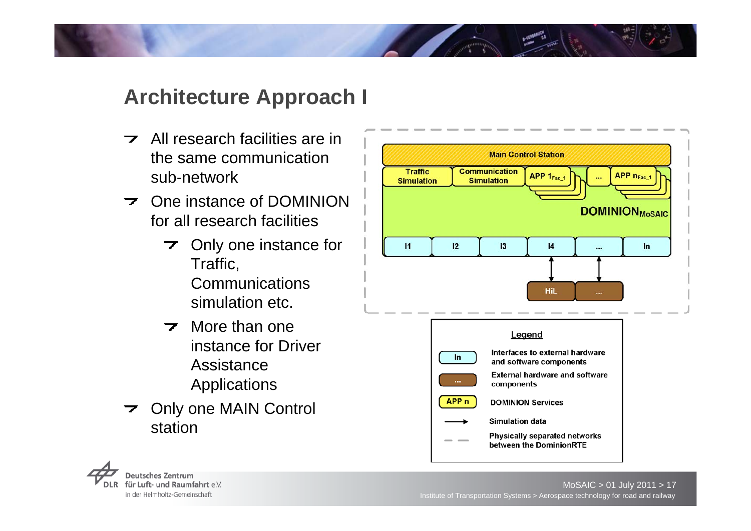# Architecture Approach I

- All research facilities are in the same communication sub-network
- One instance of DOMINION for all research facilities
  - Only one instance for Traffic, Communications simulation etc.
  - More than one instance for Driver Assistance Applications
- Only one MAIN Control station

Main Control Station

Traffic Simulation | Communication Simulation | APP $1_{Fac\_1}$ | ... | APP $n_{Fac\_1}$

$DOMINION_{MoSAIC}$

I1 | I2 | I3 | I4 | ... | In

HiL | ...

**Legend**

- In: Interfaces to external hardware and software components
- ...: External hardware and software components
- APP n: DOMINION Services
- Arrow: Simulation data
- Dashed line: Physically separated networks between the DominionRTE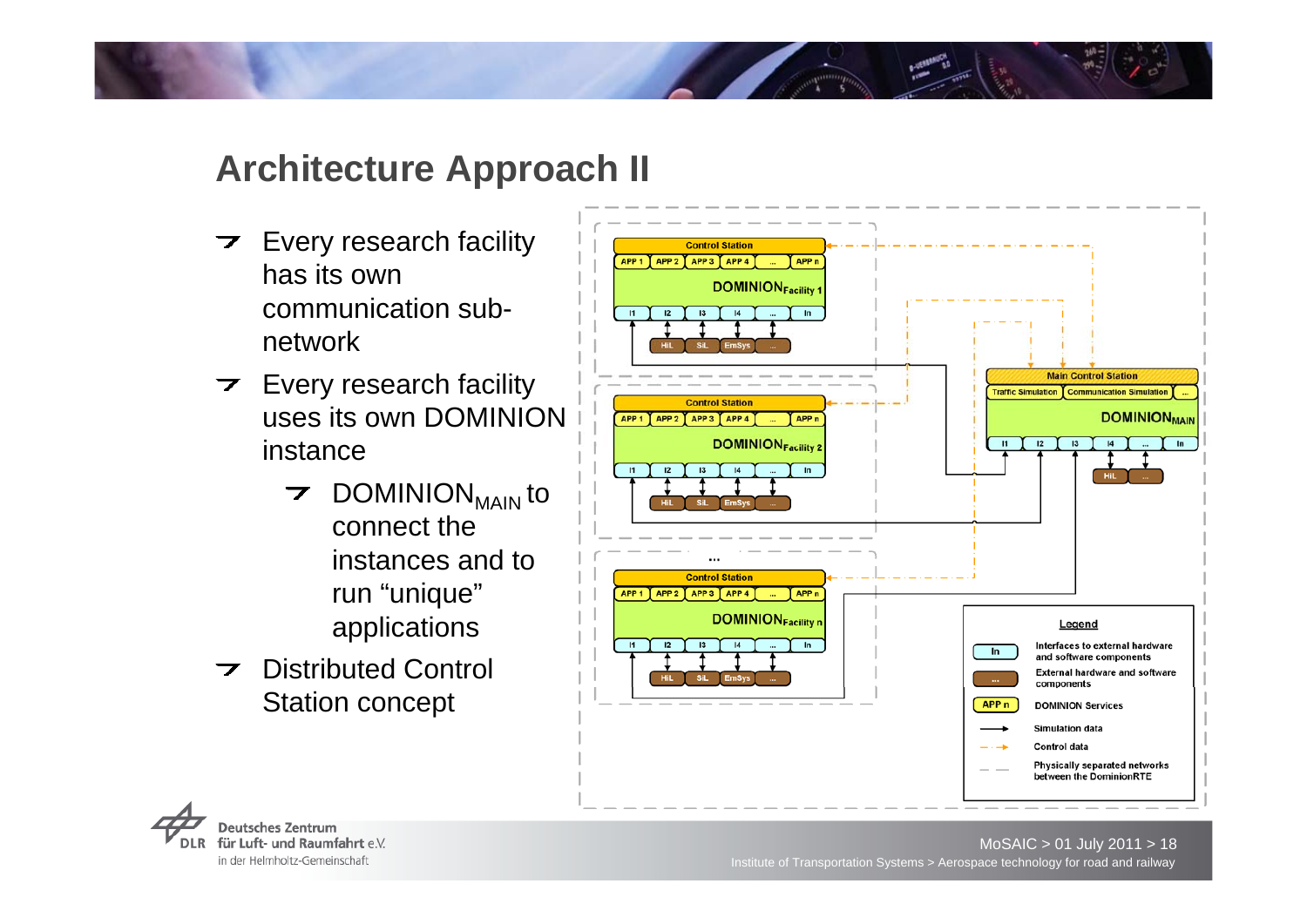# Architecture Approach II

- Every research facility has its own communication sub-network
- Every research facility uses its own DOMINION instance
  - $DOMINION_{MAIN}$ to connect the instances and to run "unique" applications
- Distributed Control Station concept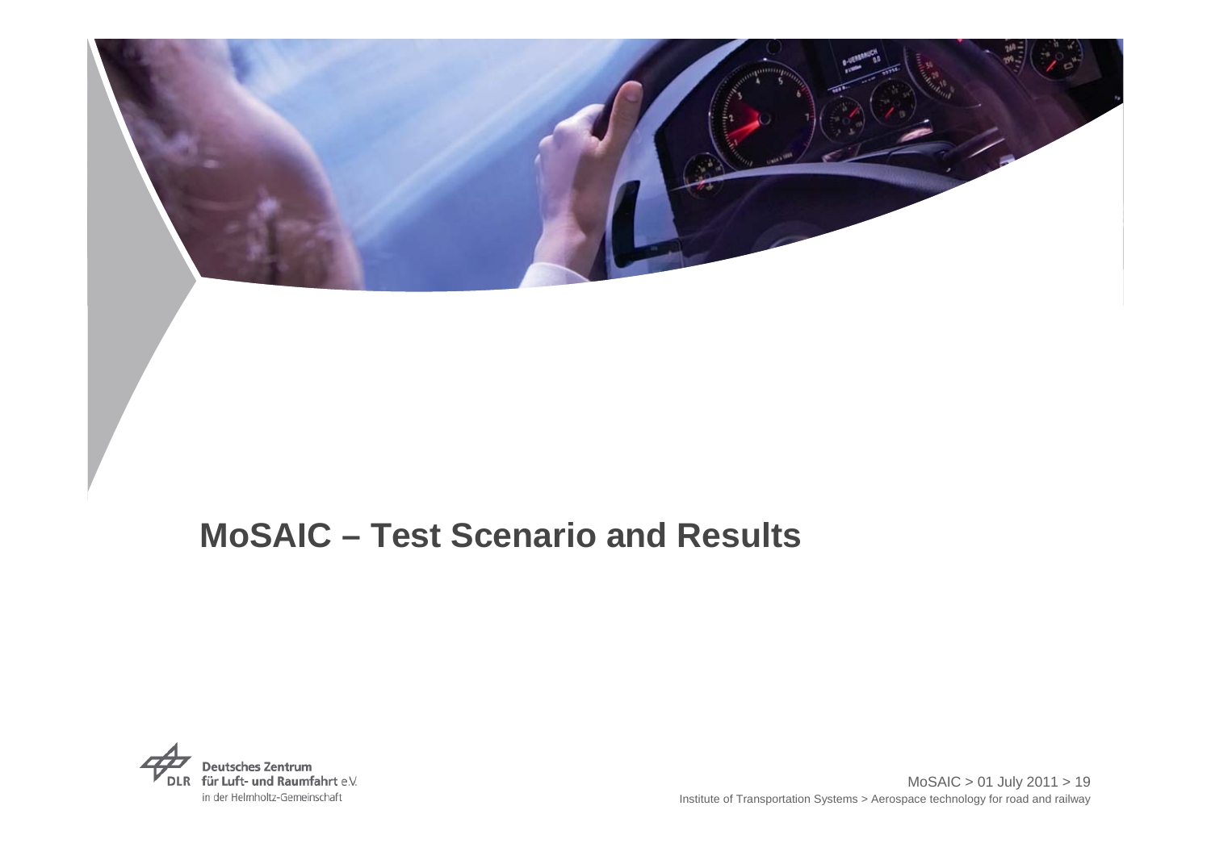# MoSAIC – Test Scenario and Results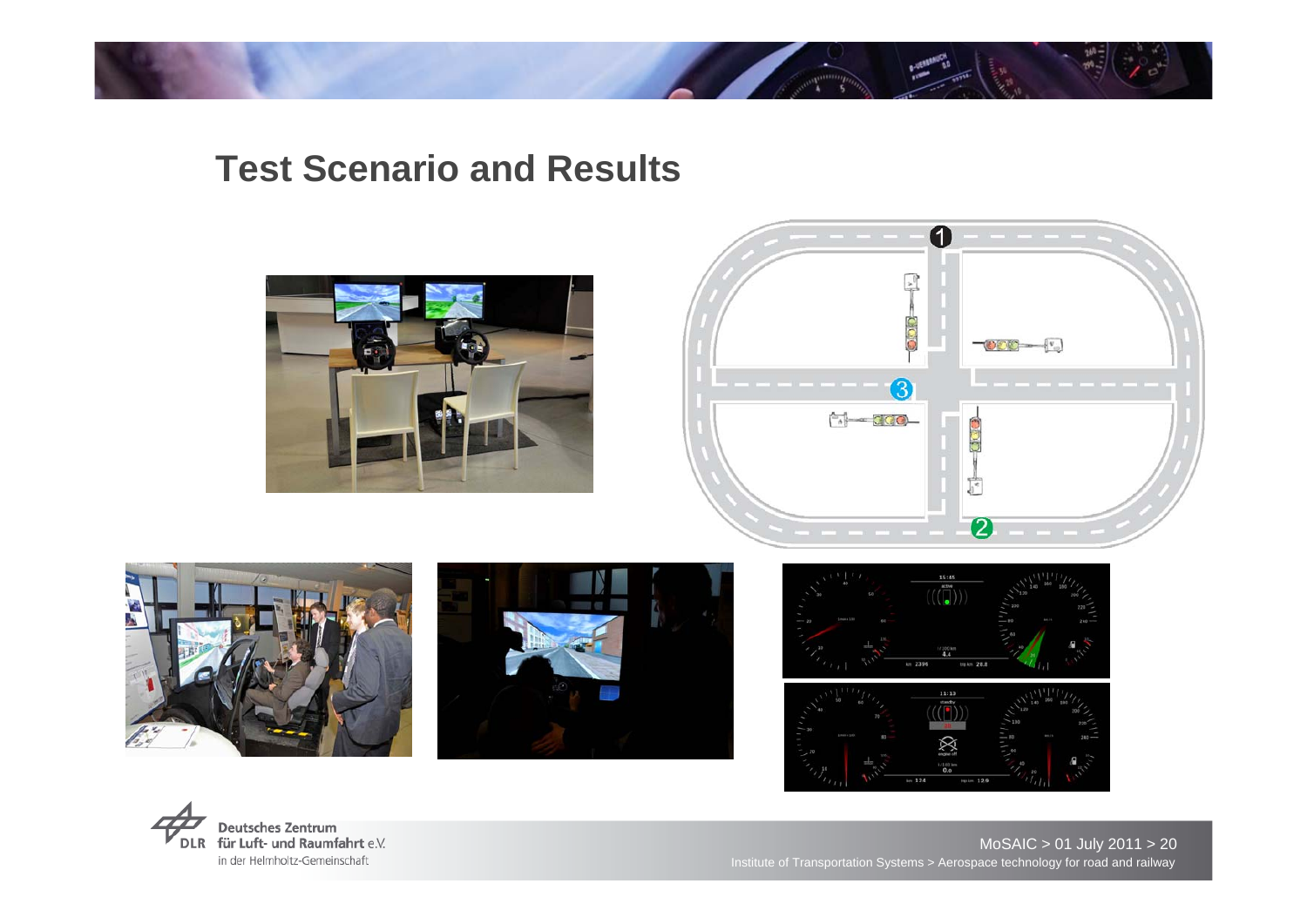# Test Scenario and Results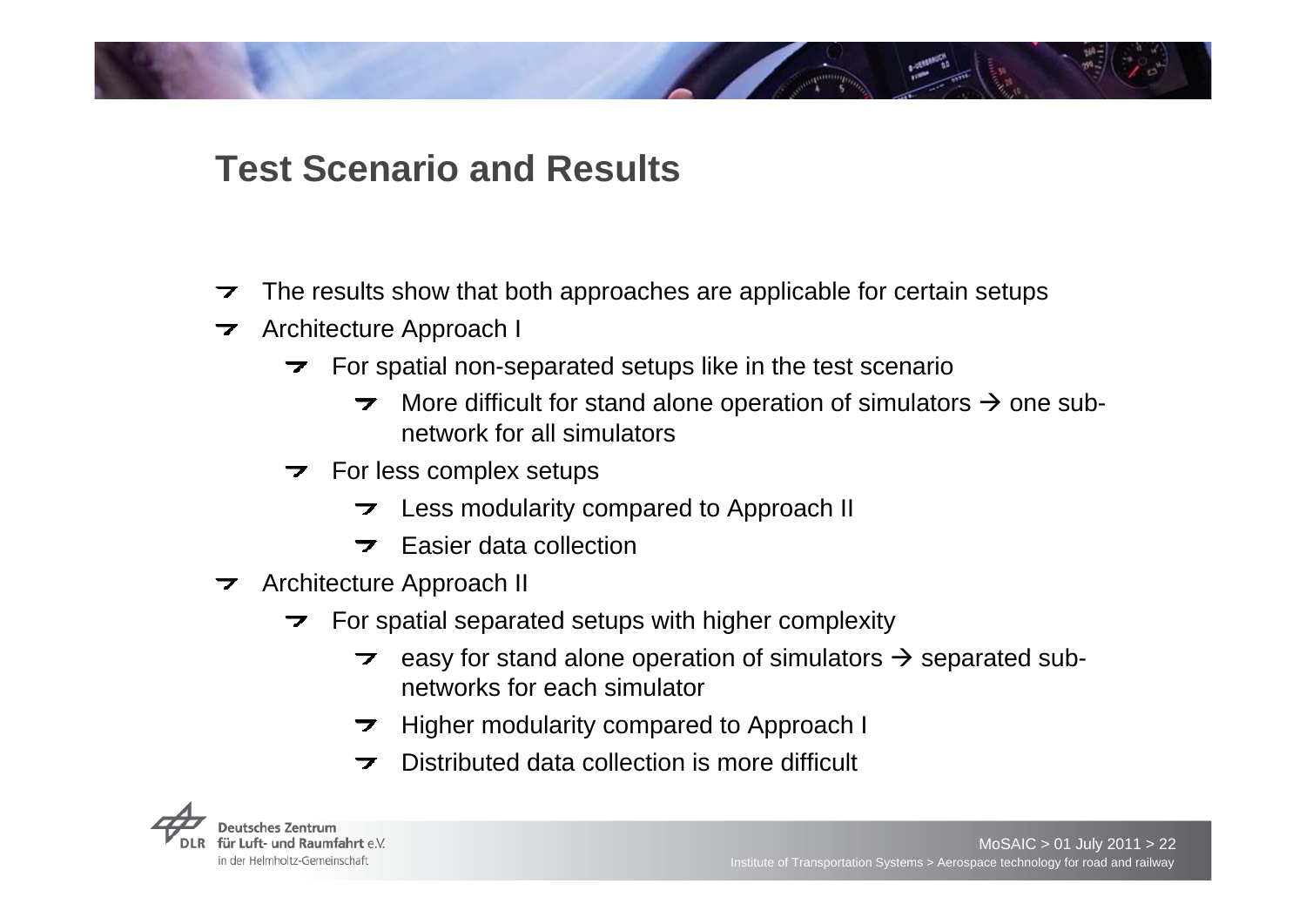## Test Scenario and Results

- The results show that both approaches are applicable for certain setups
- Architecture Approach I
  - For spatial non-separated setups like in the test scenario
    - More difficult for stand alone operation of simulators → one sub-network for all simulators
  - For less complex setups
    - Less modularity compared to Approach II
    - Easier data collection
- Architecture Approach II
  - For spatial separated setups with higher complexity
    - easy for stand alone operation of simulators → separated sub-networks for each simulator
    - Higher modularity compared to Approach I
    - Distributed data collection is more difficult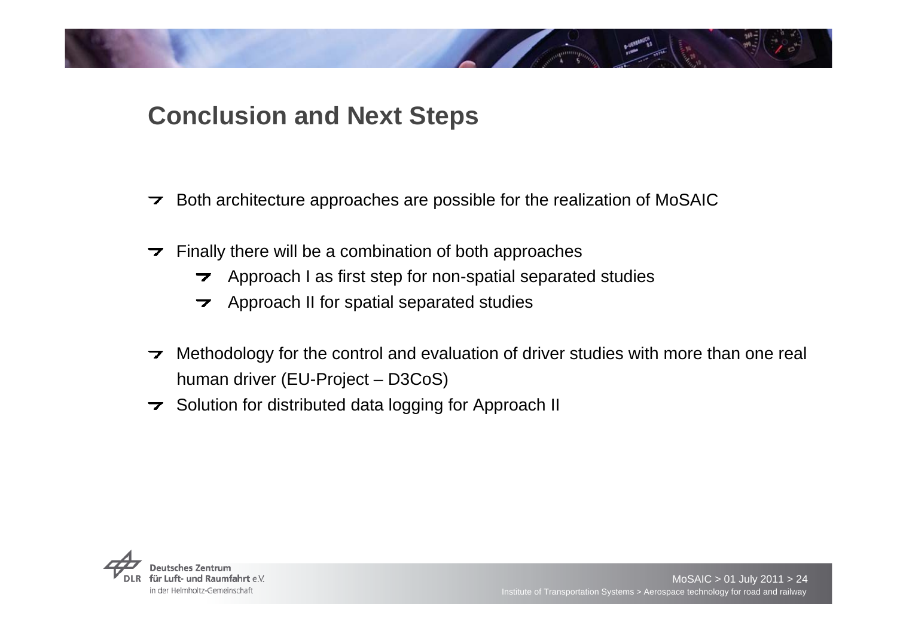## Conclusion and Next Steps

- Both architecture approaches are possible for the realization of MoSAIC
- Finally there will be a combination of both approaches
  - Approach I as first step for non-spatial separated studies
  - Approach II for spatial separated studies
- Methodology for the control and evaluation of driver studies with more than one real human driver (EU-Project – D3CoS)
- Solution for distributed data logging for Approach II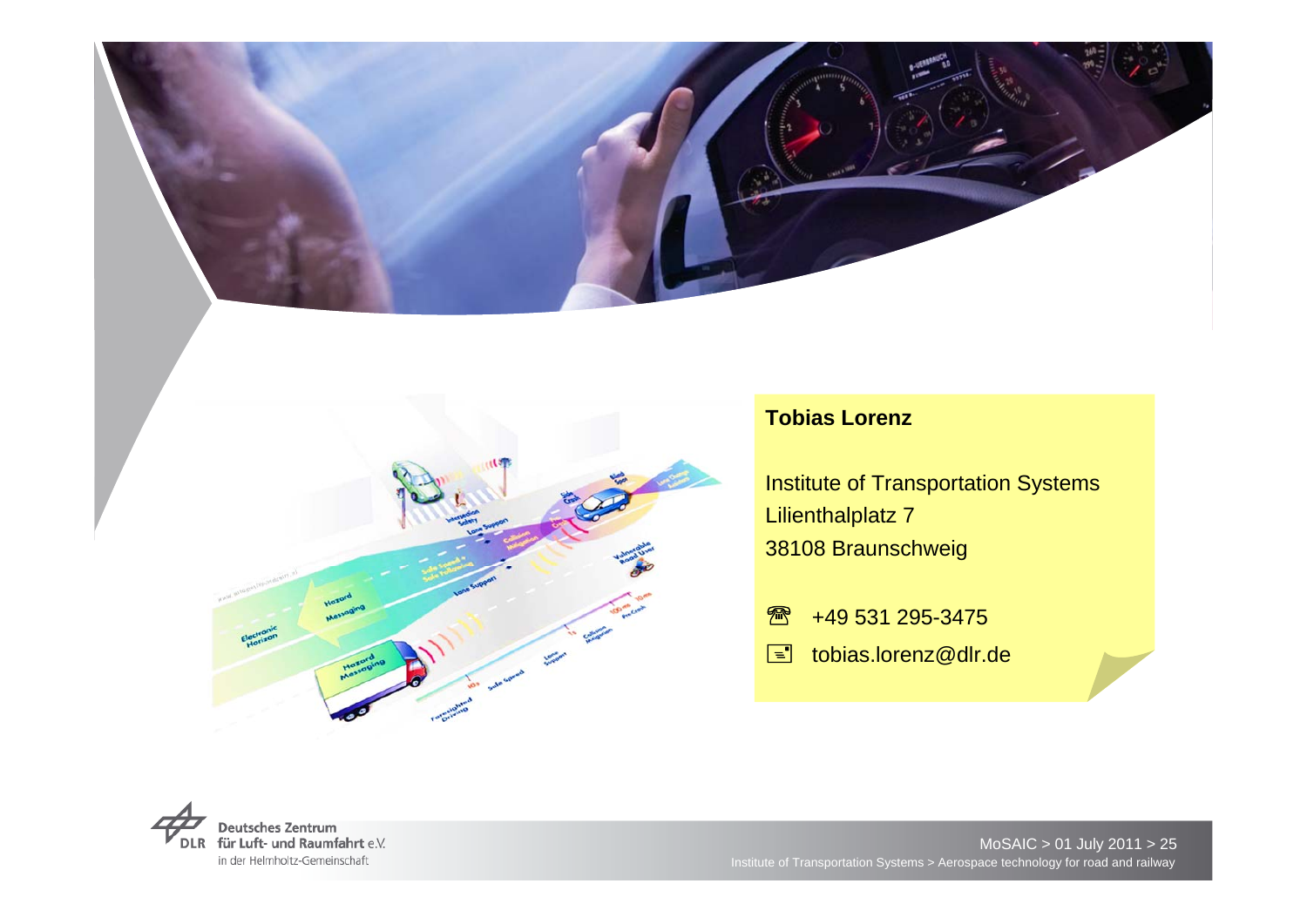**Tobias Lorenz**

Institute of Transportation Systems
Lilienthalplatz 7
38108 Braunschweig

+49 531 295-3475

tobias.lorenz@dlr.de